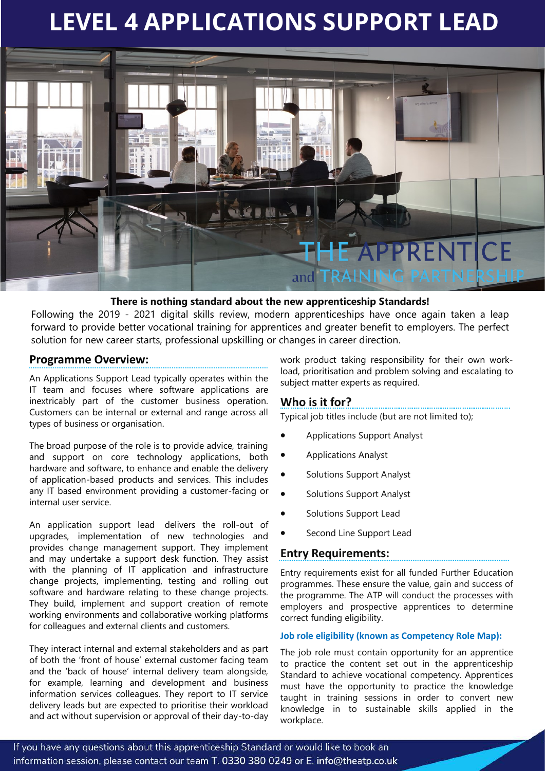# LEVEL 4 APPLICATIONS SUPPORT LEAD

**There is nothing standard about the new apprenticeship Standards!**

Following the 2019 - 2021 digital skills review, modern apprenticeships have once again taken a leap forward to provide better vocational training for apprentices and greater benefit to employers. The perfect solution for new career starts, professional upskilling or changes in career direction.

## Programme Overview:

An Applications Support Lead typically operates within the IT team and focuses where software applications are inextricably part of the customer business operation. Customers can be internal or external and range across all types of business or organisation.

The broad purpose of the role is to provide advice, training and support on core technology applications, both hardware and software, to enhance and enable the delivery of application-based products and services. This includes any IT based environment providing a customer-facing or internal user service.

An application support lead delivers the roll-out of upgrades, implementation of new technologies and provides change management support. They implement and may undertake a support desk function. They assist with the planning of IT application and infrastructure change projects, implementing, testing and rolling out software and hardware relating to these change projects. They build, implement and support creation of remote working environments and collaborative working platforms for colleagues and external clients and customers.

They interact internal and external stakeholders and as part of both the 'front of house' external customer facing team and the 'back of house' internal delivery team alongside, for example, learning and development and business information services colleagues. They report to IT service delivery leads but are expected to prioritise their workload and act without supervision or approval of their day-to-day work product taking responsibility for their own work-load, prioritisation and problem solving and escalating to subject matter experts as required.

## Who is it for?

Typical job titles include (but are not limited to);

- Applications Support Analyst
- Applications Analyst
- Solutions Support Analyst
- Solutions Support Analyst
- Solutions Support Lead
- Second Line Support Lead

## Entry Requirements:

Entry requirements exist for all funded Further Education programmes. These ensure the value, gain and success of the programme. The ATP will conduct the processes with employers and prospective apprentices to determine correct funding eligibility.

### Job role eligibility (known as Competency Role Map):

The job role must contain opportunity for an apprentice to practice the content set out in the apprenticeship Standard to achieve vocational competency. Apprentices must have the opportunity to practice the knowledge taught in training sessions in order to convert new knowledge in to sustainable skills applied in the workplace.

If you have any questions about this apprenticeship Standard or would like to book an information session, please contact our team T. 0330 380 0249 or E. info@theatp.co.uk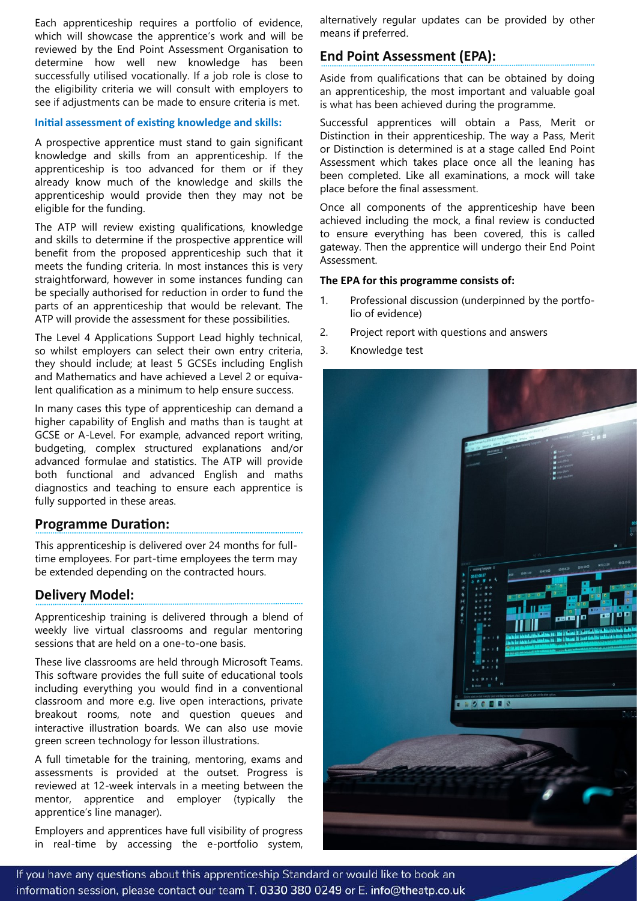Each apprenticeship requires a portfolio of evidence, which will showcase the apprentice's work and will be reviewed by the End Point Assessment Organisation to determine how well new knowledge has been successfully utilised vocationally. If a job role is close to the eligibility criteria we will consult with employers to see if adjustments can be made to ensure criteria is met.

**Initial assessment of existing knowledge and skills:**

A prospective apprentice must stand to gain significant knowledge and skills from an apprenticeship. If the apprenticeship is too advanced for them or if they already know much of the knowledge and skills the apprenticeship would provide then they may not be eligible for the funding.

The ATP will review existing qualifications, knowledge and skills to determine if the prospective apprentice will benefit from the proposed apprenticeship such that it meets the funding criteria. In most instances this is very straightforward, however in some instances funding can be specially authorised for reduction in order to fund the parts of an apprenticeship that would be relevant. The ATP will provide the assessment for these possibilities.

The Level 4 Applications Support Lead highly technical, so whilst employers can select their own entry criteria, they should include; at least 5 GCSEs including English and Mathematics and have achieved a Level 2 or equivalent qualification as a minimum to help ensure success.

In many cases this type of apprenticeship can demand a higher capability of English and maths than is taught at GCSE or A-Level. For example, advanced report writing, budgeting, complex structured explanations and/or advanced formulae and statistics. The ATP will provide both functional and advanced English and maths diagnostics and teaching to ensure each apprentice is fully supported in these areas.

## Programme Duration:

This apprenticeship is delivered over 24 months for full-time employees. For part-time employees the term may be extended depending on the contracted hours.

## Delivery Model:

Apprenticeship training is delivered through a blend of weekly live virtual classrooms and regular mentoring sessions that are held on a one-to-one basis.

These live classrooms are held through Microsoft Teams. This software provides the full suite of educational tools including everything you would find in a conventional classroom and more e.g. live open interactions, private breakout rooms, note and question queues and interactive illustration boards. We can also use movie green screen technology for lesson illustrations.

A full timetable for the training, mentoring, exams and assessments is provided at the outset. Progress is reviewed at 12-week intervals in a meeting between the mentor, apprentice and employer (typically the apprentice's line manager).

Employers and apprentices have full visibility of progress in real-time by accessing the e-portfolio system, alternatively regular updates can be provided by other means if preferred.

## End Point Assessment (EPA):

Aside from qualifications that can be obtained by doing an apprenticeship, the most important and valuable goal is what has been achieved during the programme.

Successful apprentices will obtain a Pass, Merit or Distinction in their apprenticeship. The way a Pass, Merit or Distinction is determined is at a stage called End Point Assessment which takes place once all the leaning has been completed. Like all examinations, a mock will take place before the final assessment.

Once all components of the apprenticeship have been achieved including the mock, a final review is conducted to ensure everything has been covered, this is called gateway. Then the apprentice will undergo their End Point Assessment.

**The EPA for this programme consists of:**

1. Professional discussion (underpinned by the portfolio of evidence)
2. Project report with questions and answers
3. Knowledge test

If you have any questions about this apprenticeship Standard or would like to book an information session, please contact our team T. 0330 380 0249 or E. **info@theatp.co.uk**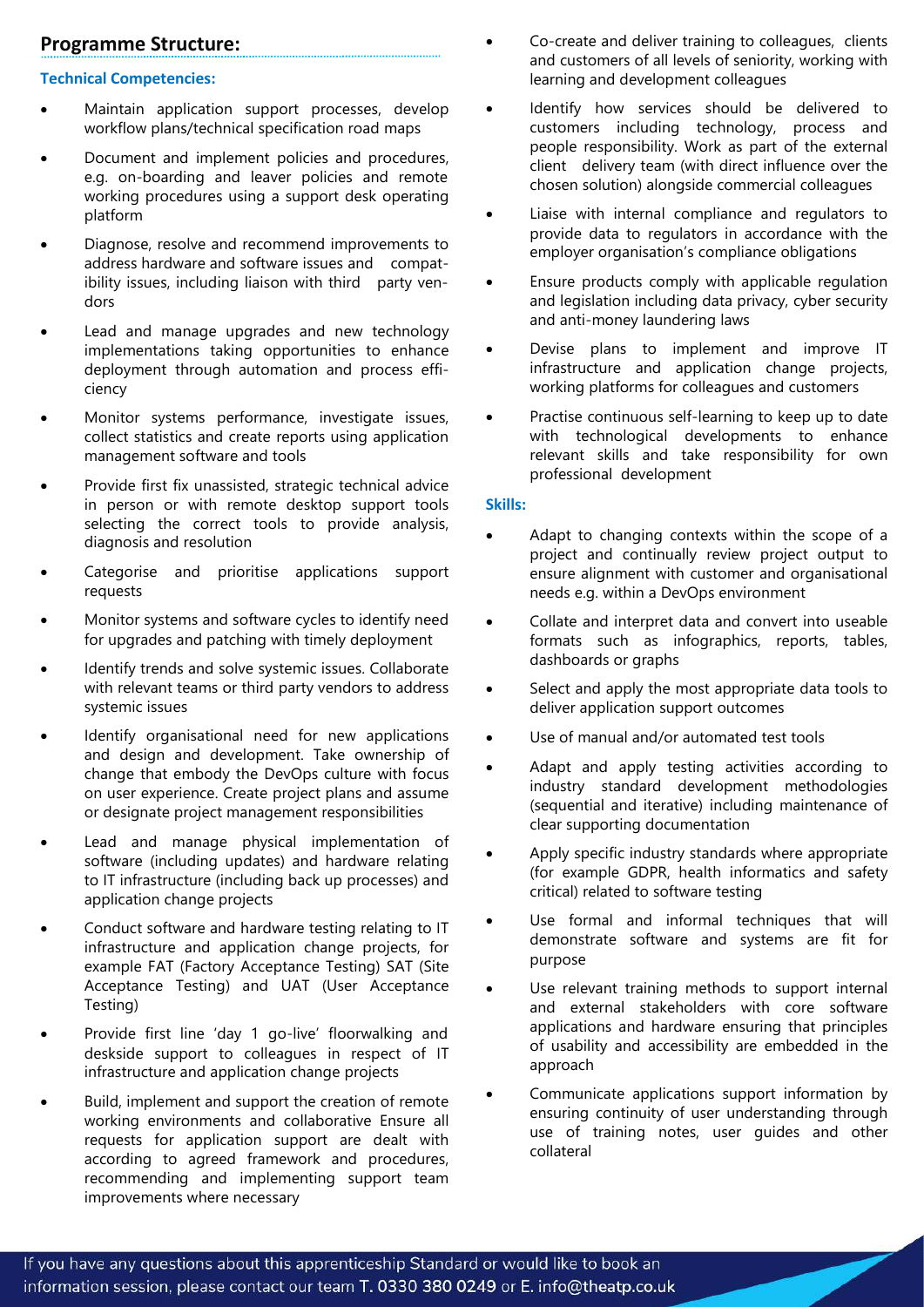## Programme Structure:

### Technical Competencies:

- Maintain application support processes, develop workflow plans/technical specification road maps
- Document and implement policies and procedures, e.g. on-boarding and leaver policies and remote working procedures using a support desk operating platform
- Diagnose, resolve and recommend improvements to address hardware and software issues and compatibility issues, including liaison with third party vendors
- Lead and manage upgrades and new technology implementations taking opportunities to enhance deployment through automation and process efficiency
- Monitor systems performance, investigate issues, collect statistics and create reports using application management software and tools
- Provide first fix unassisted, strategic technical advice in person or with remote desktop support tools selecting the correct tools to provide analysis, diagnosis and resolution
- Categorise and prioritise applications support requests
- Monitor systems and software cycles to identify need for upgrades and patching with timely deployment
- Identify trends and solve systemic issues. Collaborate with relevant teams or third party vendors to address systemic issues
- Identify organisational need for new applications and design and development. Take ownership of change that embody the DevOps culture with focus on user experience. Create project plans and assume or designate project management responsibilities
- Lead and manage physical implementation of software (including updates) and hardware relating to IT infrastructure (including back up processes) and application change projects
- Conduct software and hardware testing relating to IT infrastructure and application change projects, for example FAT (Factory Acceptance Testing) SAT (Site Acceptance Testing) and UAT (User Acceptance Testing)
- Provide first line 'day 1 go-live' floorwalking and deskside support to colleagues in respect of IT infrastructure and application change projects
- Build, implement and support the creation of remote working environments and collaborative Ensure all requests for application support are dealt with according to agreed framework and procedures, recommending and implementing support team improvements where necessary
- Co-create and deliver training to colleagues, clients and customers of all levels of seniority, working with learning and development colleagues
- Identify how services should be delivered to customers including technology, process and people responsibility. Work as part of the external client delivery team (with direct influence over the chosen solution) alongside commercial colleagues
- Liaise with internal compliance and regulators to provide data to regulators in accordance with the employer organisation's compliance obligations
- Ensure products comply with applicable regulation and legislation including data privacy, cyber security and anti-money laundering laws
- Devise plans to implement and improve IT infrastructure and application change projects, working platforms for colleagues and customers
- Practise continuous self-learning to keep up to date with technological developments to enhance relevant skills and take responsibility for own professional development

### Skills:

- Adapt to changing contexts within the scope of a project and continually review project output to ensure alignment with customer and organisational needs e.g. within a DevOps environment
- Collate and interpret data and convert into useable formats such as infographics, reports, tables, dashboards or graphs
- Select and apply the most appropriate data tools to deliver application support outcomes
- Use of manual and/or automated test tools
- Adapt and apply testing activities according to industry standard development methodologies (sequential and iterative) including maintenance of clear supporting documentation
- Apply specific industry standards where appropriate (for example GDPR, health informatics and safety critical) related to software testing
- Use formal and informal techniques that will demonstrate software and systems are fit for purpose
- Use relevant training methods to support internal and external stakeholders with core software applications and hardware ensuring that principles of usability and accessibility are embedded in the approach
- Communicate applications support information by ensuring continuity of user understanding through use of training notes, user guides and other collateral

If you have any questions about this apprenticeship Standard or would like to book an information session, please contact our team T. 0330 380 0249 or E. info@theatp.co.uk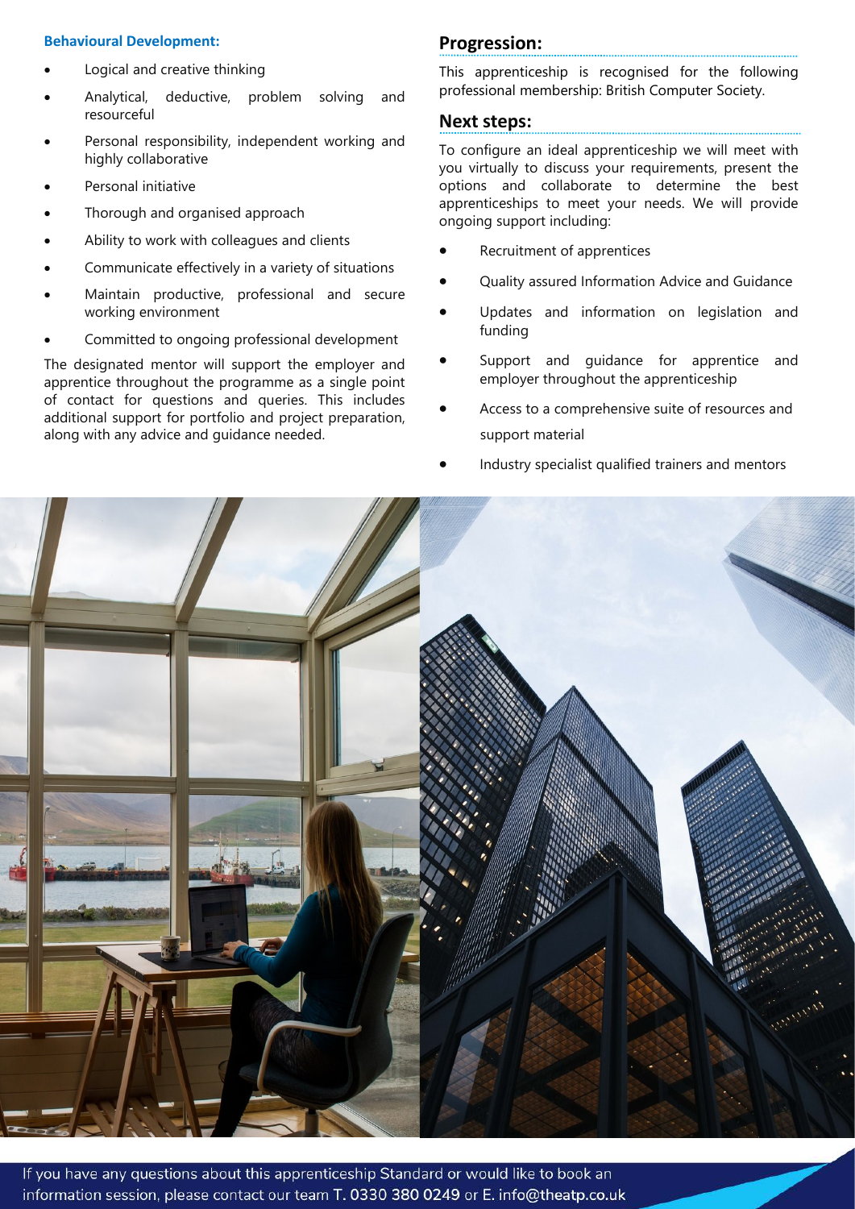### Behavioural Development:

- Logical and creative thinking
- Analytical, deductive, problem solving and resourceful
- Personal responsibility, independent working and highly collaborative
- Personal initiative
- Thorough and organised approach
- Ability to work with colleagues and clients
- Communicate effectively in a variety of situations
- Maintain productive, professional and secure working environment
- Committed to ongoing professional development

The designated mentor will support the employer and apprentice throughout the programme as a single point of contact for questions and queries. This includes additional support for portfolio and project preparation, along with any advice and guidance needed.

## Progression:

This apprenticeship is recognised for the following professional membership: British Computer Society.

## Next steps:

To configure an ideal apprenticeship we will meet with you virtually to discuss your requirements, present the options and collaborate to determine the best apprenticeships to meet your needs. We will provide ongoing support including:

- Recruitment of apprentices
- Quality assured Information Advice and Guidance
- Updates and information on legislation and funding
- Support and guidance for apprentice and employer throughout the apprenticeship
- Access to a comprehensive suite of resources and support material
- Industry specialist qualified trainers and mentors

If you have any questions about this apprenticeship Standard or would like to book an information session, please contact our team T. 0330 380 0249 or E. info@theatp.co.uk